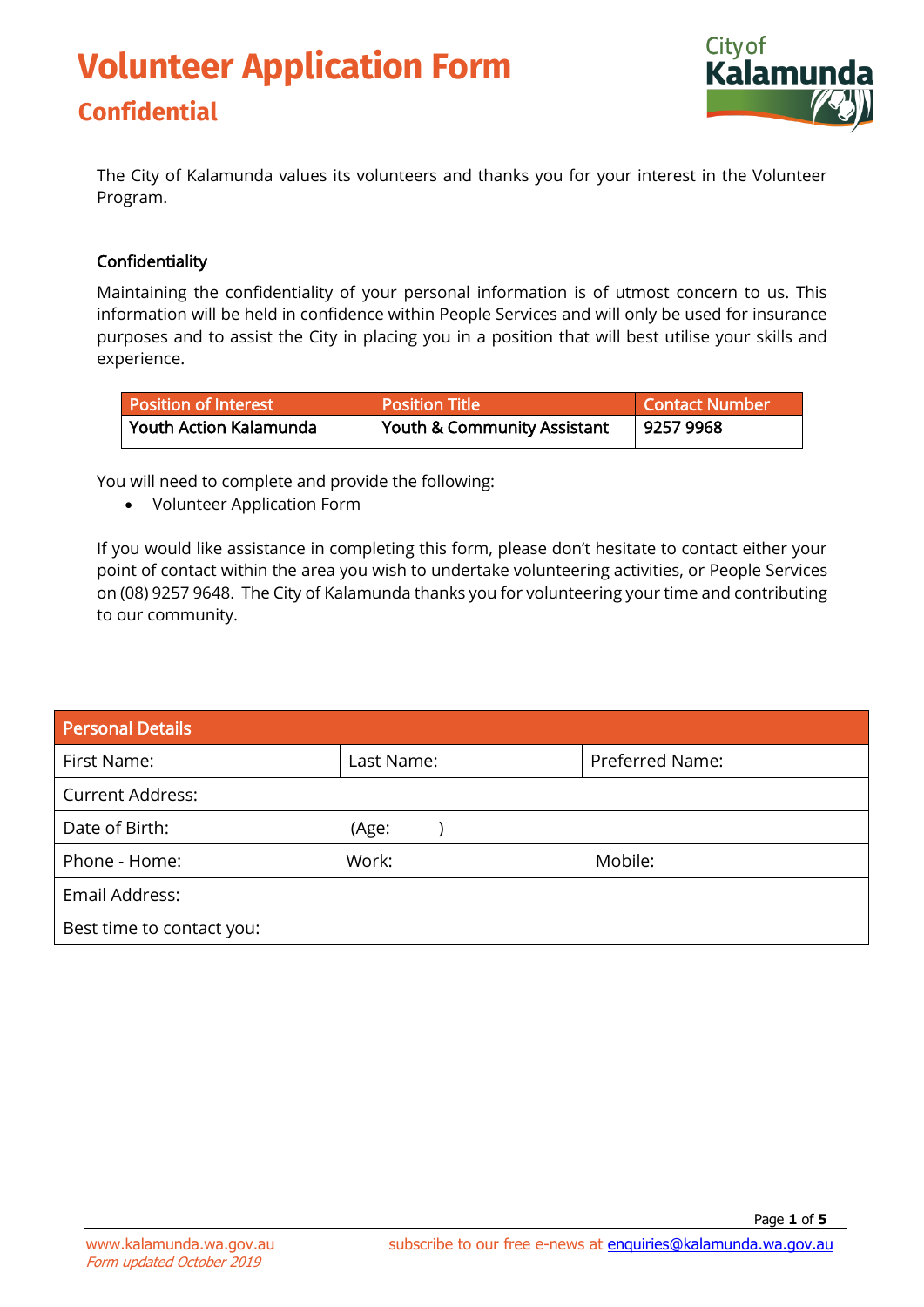# Volunteer Application Form

## Confidential

City of Kalamunda

The City of Kalamunda values its volunteers and thanks you for your interest in the Volunteer Program.

### Confidentiality

Maintaining the confidentiality of your personal information is of utmost concern to us. This information will be held in confidence within People Services and will only be used for insurance purposes and to assist the City in placing you in a position that will best utilise your skills and experience.

| Position of Interest | Position Title | Contact Number |
|---|---|---|
| Youth Action Kalamunda | Youth & Community Assistant | 9257 9968 |

You will need to complete and provide the following:

- Volunteer Application Form

If you would like assistance in completing this form, please don't hesitate to contact either your point of contact within the area you wish to undertake volunteering activities, or People Services on (08) 9257 9648. The City of Kalamunda thanks you for volunteering your time and contributing to our community.

| Personal Details | | |
|---|---|---|
| First Name: | Last Name: | Preferred Name: |
| Current Address: | | |
| Date of Birth: | (Age: ) | |
| Phone - Home: | Work: | Mobile: |
| Email Address: | | |
| Best time to contact you: | | |

www.kalamunda.wa.gov.au
*Form updated October 2019*

subscribe to our free e-news at enquiries@kalamunda.wa.gov.au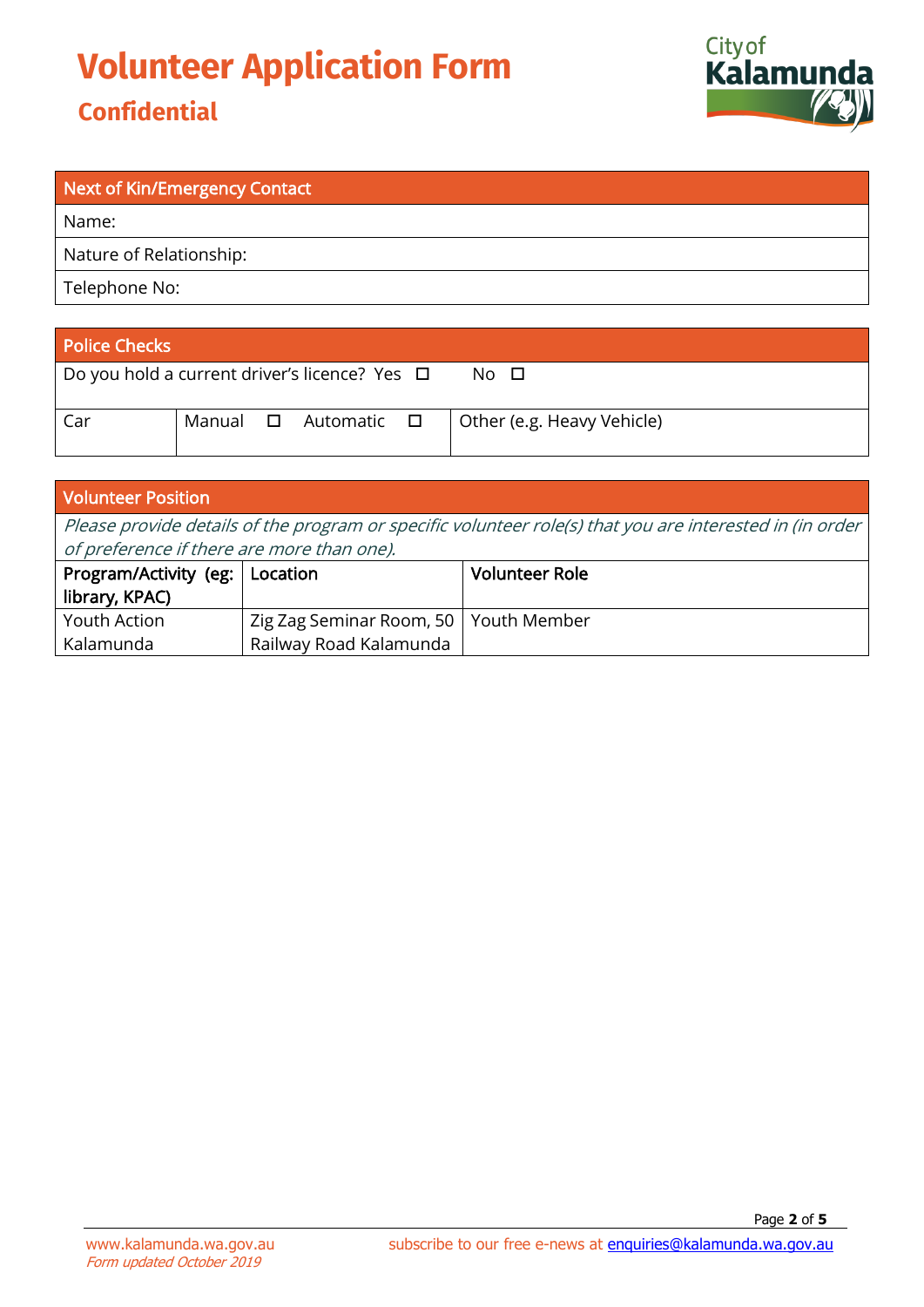# Volunteer Application Form

## Confidential

| Next of Kin/Emergency Contact |
|---|
| Name: |
| Nature of Relationship: |
| Telephone No: |

| Police Checks | | |
|---|---|---|
| Do you hold a current driver's licence? Yes ☐ No ☐ | | |
| Car | Manual ☐ Automatic ☐ | Other (e.g. Heavy Vehicle) |

| Volunteer Position | | |
|---|---|---|
| *Please provide details of the program or specific volunteer role(s) that you are interested in (in order of preference if there are more than one).* | | |
| **Program/Activity (eg: library, KPAC)** | **Location** | **Volunteer Role** |
| Youth Action Kalamunda | Zig Zag Seminar Room, 50 Railway Road Kalamunda | Youth Member |

www.kalamunda.wa.gov.au
*Form updated October 2019*

subscribe to our free e-news at enquiries@kalamunda.wa.gov.au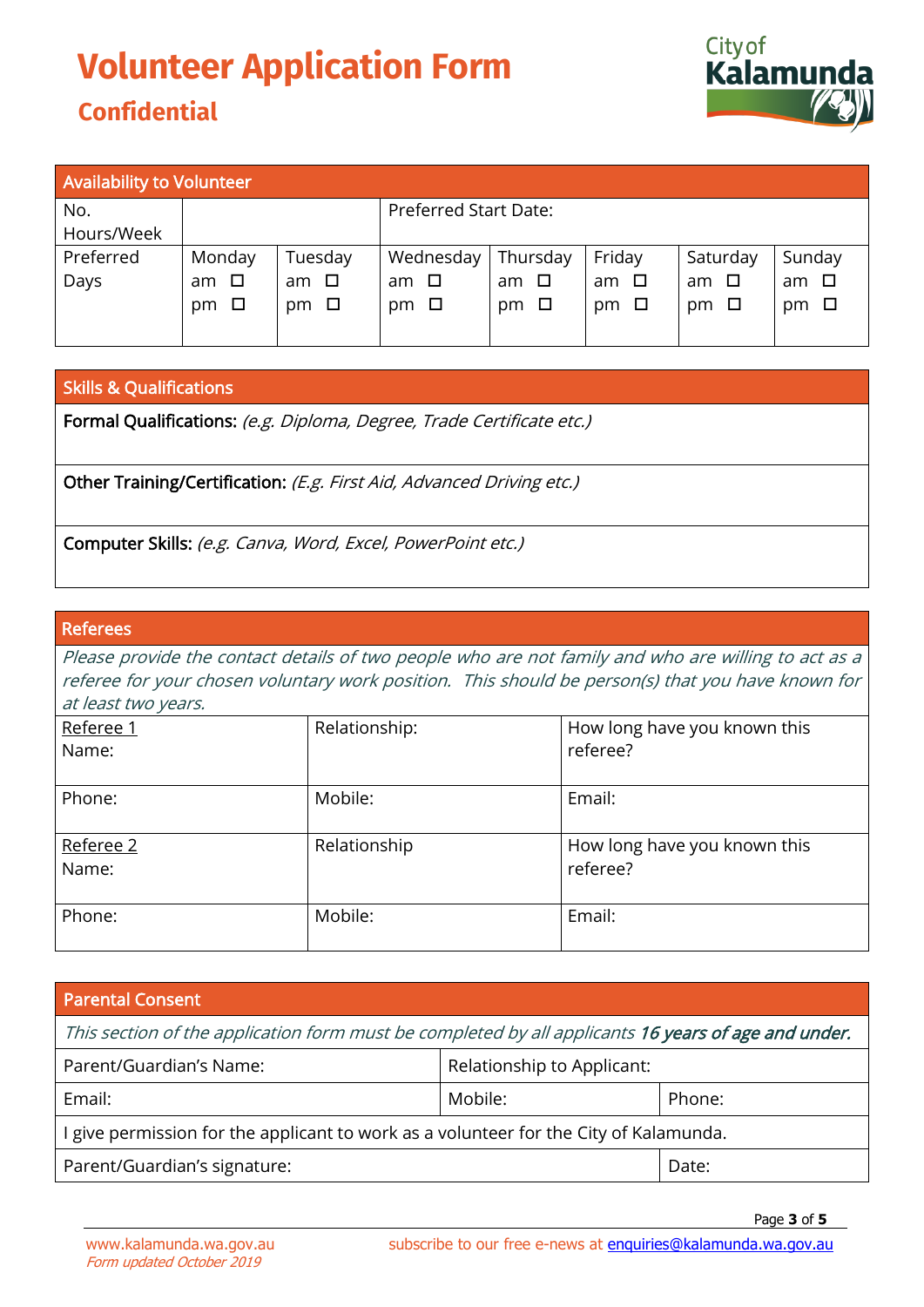# Volunteer Application Form

## Confidential

| Availability to Volunteer | | | | | | | |
|---|---|---|---|---|---|---|---|
| No. Hours/Week | | | Preferred Start Date: | | | | |
| Preferred Days | Monday<br>am ☐<br>pm ☐ | Tuesday<br>am ☐<br>pm ☐ | Wednesday<br>am ☐<br>pm ☐ | Thursday<br>am ☐<br>pm ☐ | Friday<br>am ☐<br>pm ☐ | Saturday<br>am ☐<br>pm ☐ | Sunday<br>am ☐<br>pm ☐ |

| Skills & Qualifications |
|---|
| **Formal Qualifications:** *(e.g. Diploma, Degree, Trade Certificate etc.)* |
| **Other Training/Certification:** *(E.g. First Aid, Advanced Driving etc.)* |
| **Computer Skills:** *(e.g. Canva, Word, Excel, PowerPoint etc.)* |

| Referees | | |
|---|---|---|
| *Please provide the contact details of two people who are not family and who are willing to act as a referee for your chosen voluntary work position. This should be person(s) that you have known for at least two years.* | | |
| Referee 1<br>Name: | Relationship: | How long have you known this referee? |
| Phone: | Mobile: | Email: |
| Referee 2<br>Name: | Relationship | How long have you known this referee? |
| Phone: | Mobile: | Email: |

| Parental Consent | | |
|---|---|---|
| *This section of the application form must be completed by all applicants* ***16 years of age and under.*** | | |
| Parent/Guardian's Name: | Relationship to Applicant: | |
| Email: | Mobile: | Phone: |
| I give permission for the applicant to work as a volunteer for the City of Kalamunda. | | |
| Parent/Guardian's signature: | | Date: |

www.kalamunda.wa.gov.au
*Form updated October 2019*

subscribe to our free e-news at enquiries@kalamunda.wa.gov.au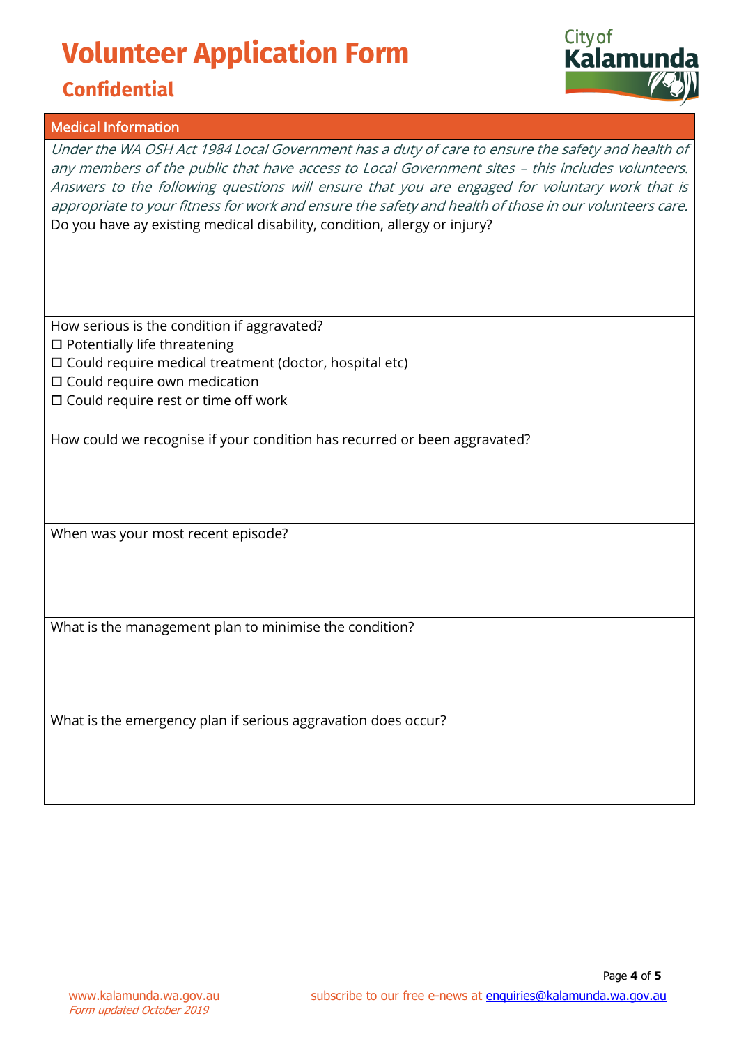# Volunteer Application Form

## Confidential

### Medical Information

*Under the WA OSH Act 1984 Local Government has a duty of care to ensure the safety and health of any members of the public that have access to Local Government sites – this includes volunteers. Answers to the following questions will ensure that you are engaged for voluntary work that is appropriate to your fitness for work and ensure the safety and health of those in our volunteers care.*

Do you have ay existing medical disability, condition, allergy or injury?

How serious is the condition if aggravated?

- ☐ Potentially life threatening
- ☐ Could require medical treatment (doctor, hospital etc)
- ☐ Could require own medication
- ☐ Could require rest or time off work

How could we recognise if your condition has recurred or been aggravated?

When was your most recent episode?

What is the management plan to minimise the condition?

What is the emergency plan if serious aggravation does occur?

www.kalamunda.wa.gov.au
*Form updated October 2019*

subscribe to our free e-news at enquiries@kalamunda.wa.gov.au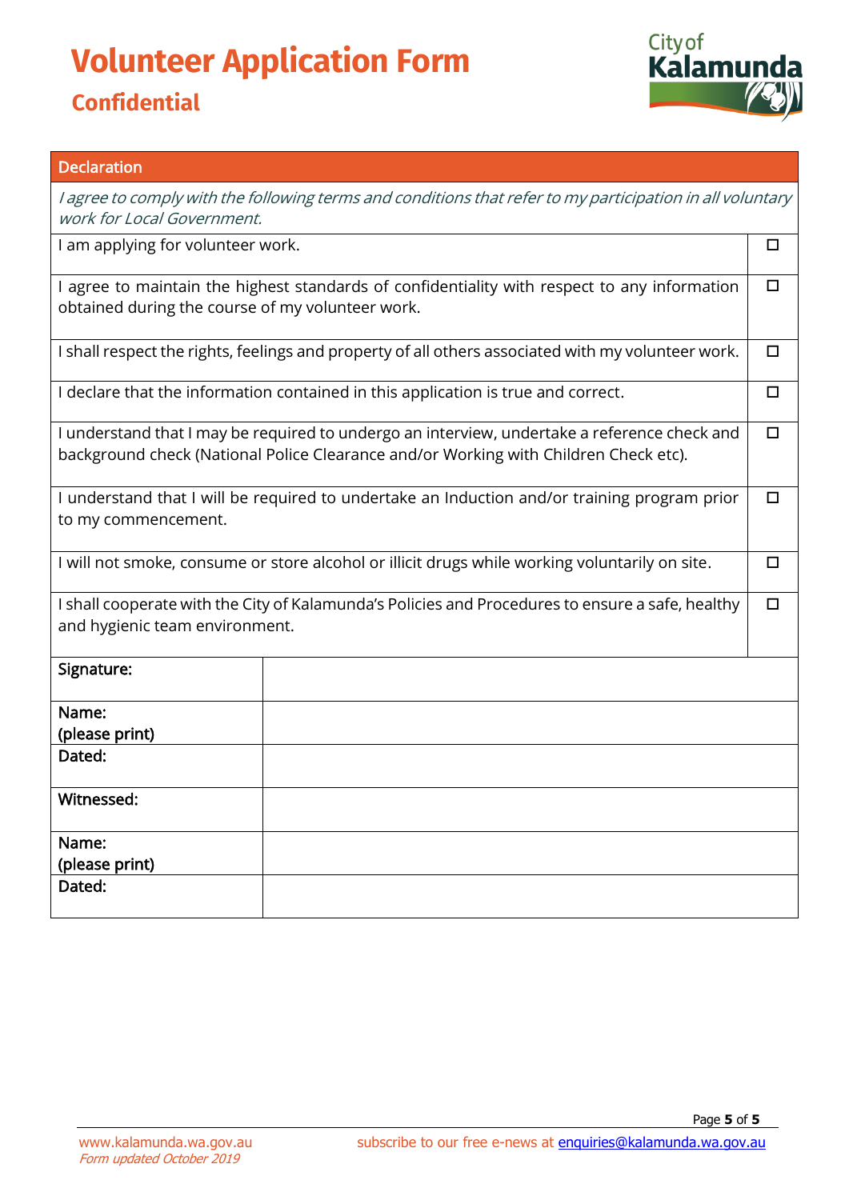# Volunteer Application Form

## Confidential

| Declaration | |
|---|---|
| *I agree to comply with the following terms and conditions that refer to my participation in all voluntary work for Local Government.* | |
| I am applying for volunteer work. | ☐ |
| I agree to maintain the highest standards of confidentiality with respect to any information obtained during the course of my volunteer work. | ☐ |
| I shall respect the rights, feelings and property of all others associated with my volunteer work. | ☐ |
| I declare that the information contained in this application is true and correct. | ☐ |
| I understand that I may be required to undergo an interview, undertake a reference check and background check (National Police Clearance and/or Working with Children Check etc). | ☐ |
| I understand that I will be required to undertake an Induction and/or training program prior to my commencement. | ☐ |
| I will not smoke, consume or store alcohol or illicit drugs while working voluntarily on site. | ☐ |
| I shall cooperate with the City of Kalamunda's Policies and Procedures to ensure a safe, healthy and hygienic team environment. | ☐ |

| | |
|---|---|
| **Signature:** | |
| **Name: (please print)** | |
| **Dated:** | |
| **Witnessed:** | |
| **Name: (please print)** | |
| **Dated:** | |

www.kalamunda.wa.gov.au
*Form updated October 2019*

subscribe to our free e-news at enquiries@kalamunda.wa.gov.au